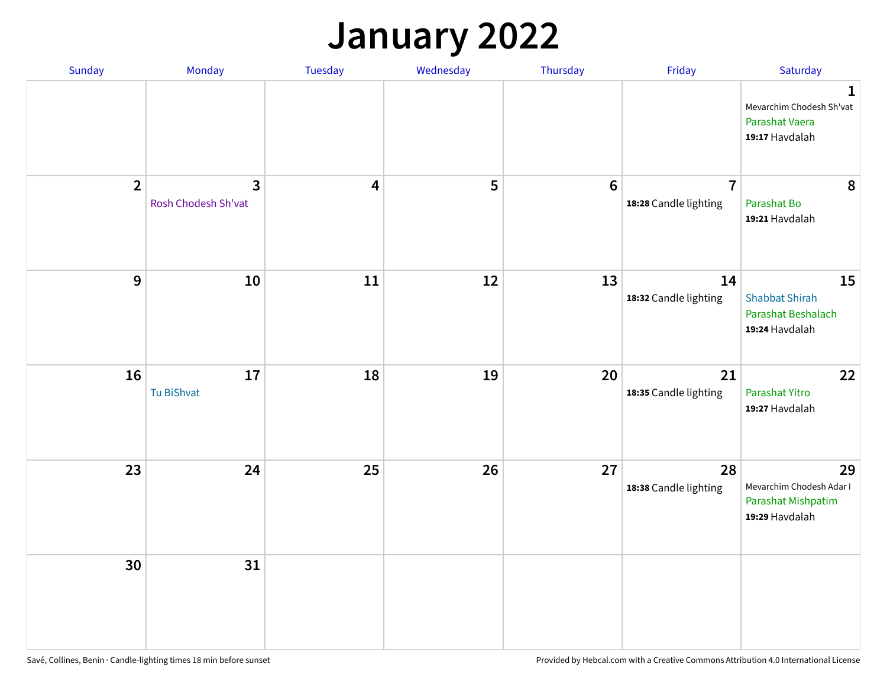# January 2022

| Sunday | Monday | Tuesday | Wednesday | Thursday | Friday | Saturday |
|---|---|---|---|---|---|---|
| | | | | | | **1** Mevarchim Chodesh Sh'vat Parashat Vaera **19:17** Havdalah |
| **2** | **3** Rosh Chodesh Sh'vat | **4** | **5** | **6** | **7** **18:28** Candle lighting | **8** Parashat Bo **19:21** Havdalah |
| **9** | **10** | **11** | **12** | **13** | **14** **18:32** Candle lighting | **15** Shabbat Shirah Parashat Beshalach **19:24** Havdalah |
| **16** | **17** Tu BiShvat | **18** | **19** | **20** | **21** **18:35** Candle lighting | **22** Parashat Yitro **19:27** Havdalah |
| **23** | **24** | **25** | **26** | **27** | **28** **18:38** Candle lighting | **29** Mevarchim Chodesh Adar I Parashat Mishpatim **19:29** Havdalah |
| **30** | **31** | | | | | |

Savé, Collines, Benin · Candle-lighting times 18 min before sunset

Provided by Hebcal.com with a Creative Commons Attribution 4.0 International License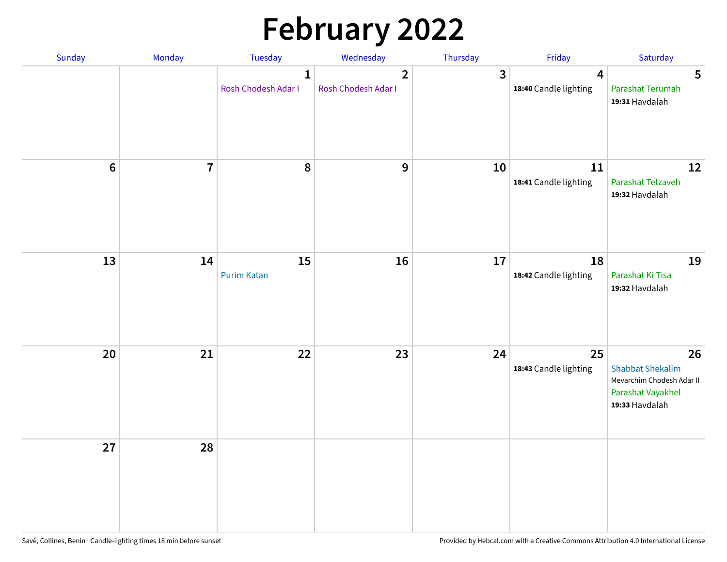# February 2022

| Sunday | Monday | Tuesday | Wednesday | Thursday | Friday | Saturday |
|---|---|---|---|---|---|---|
| | | 1 Rosh Chodesh Adar I | 2 Rosh Chodesh Adar I | 3 | 4 **18:40** Candle lighting | 5 Parashat Terumah **19:31** Havdalah |
| 6 | 7 | 8 | 9 | 10 | 11 **18:41** Candle lighting | 12 Parashat Tetzaveh **19:32** Havdalah |
| 13 | 14 | 15 Purim Katan | 16 | 17 | 18 **18:42** Candle lighting | 19 Parashat Ki Tisa **19:32** Havdalah |
| 20 | 21 | 22 | 23 | 24 | 25 **18:43** Candle lighting | 26 Shabbat Shekalim Mevarchim Chodesh Adar II Parashat Vayakhel **19:33** Havdalah |
| 27 | 28 | | | | | |

Savé, Collines, Benin · Candle-lighting times 18 min before sunset

Provided by Hebcal.com with a Creative Commons Attribution 4.0 International License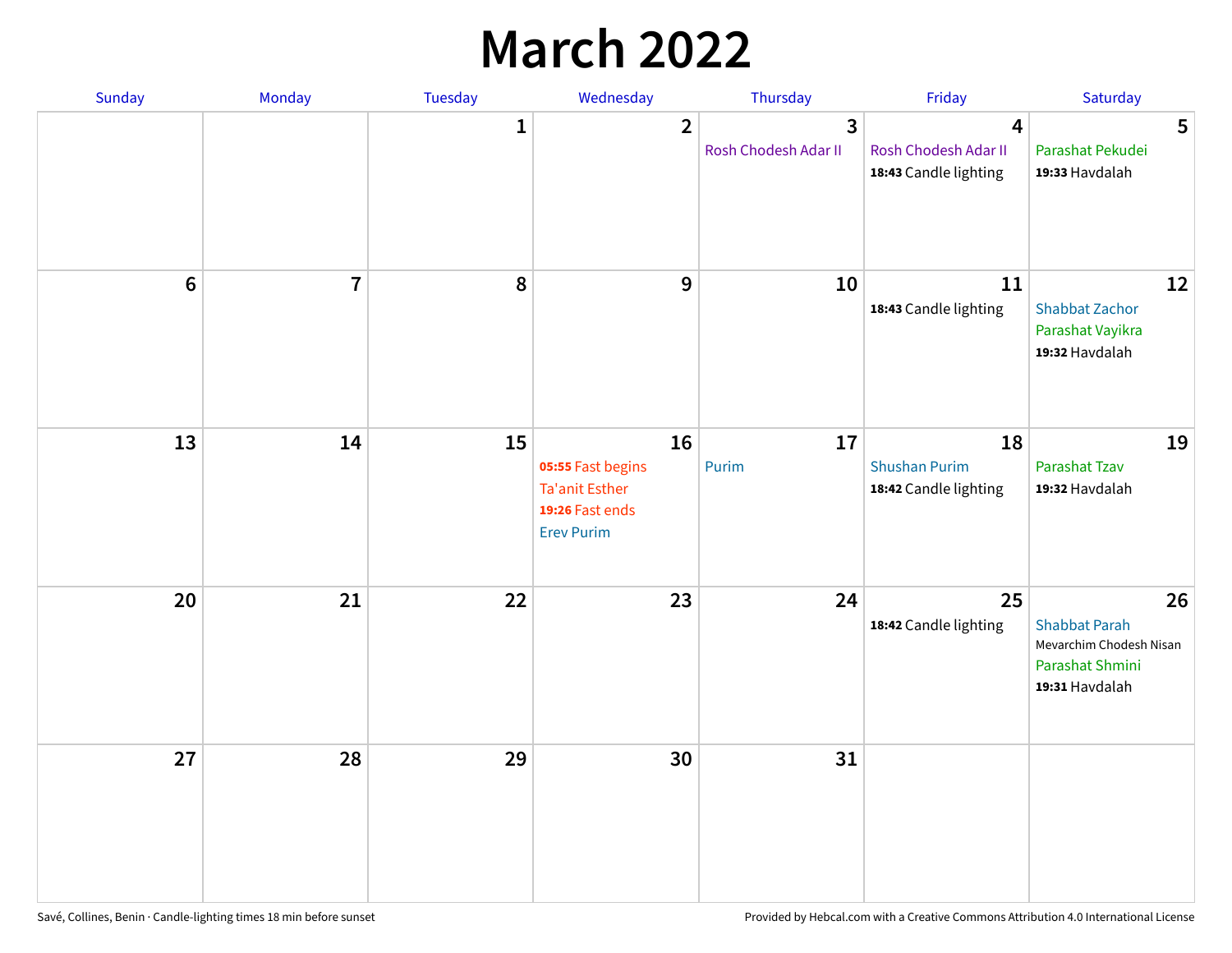# March 2022

| Sunday | Monday | Tuesday | Wednesday | Thursday | Friday | Saturday |
|---|---|---|---|---|---|---|
| | | 1 | 2 | 3<br>Rosh Chodesh Adar II | 4<br>Rosh Chodesh Adar II<br>**18:43** Candle lighting | 5<br>Parashat Pekudei<br>**19:33** Havdalah |
| 6 | 7 | 8 | 9 | 10 | 11<br>**18:43** Candle lighting | 12<br>Shabbat Zachor<br>Parashat Vayikra<br>**19:32** Havdalah |
| 13 | 14 | 15 | 16<br>**05:55** Fast begins<br>Ta'anit Esther<br>**19:26** Fast ends<br>Erev Purim | 17<br>Purim | 18<br>Shushan Purim<br>**18:42** Candle lighting | 19<br>Parashat Tzav<br>**19:32** Havdalah |
| 20 | 21 | 22 | 23 | 24 | 25<br>**18:42** Candle lighting | 26<br>Shabbat Parah<br>Mevarchim Chodesh Nisan<br>Parashat Shmini<br>**19:31** Havdalah |
| 27 | 28 | 29 | 30 | 31 | | |

Savé, Collines, Benin · Candle-lighting times 18 min before sunset

Provided by Hebcal.com with a Creative Commons Attribution 4.0 International License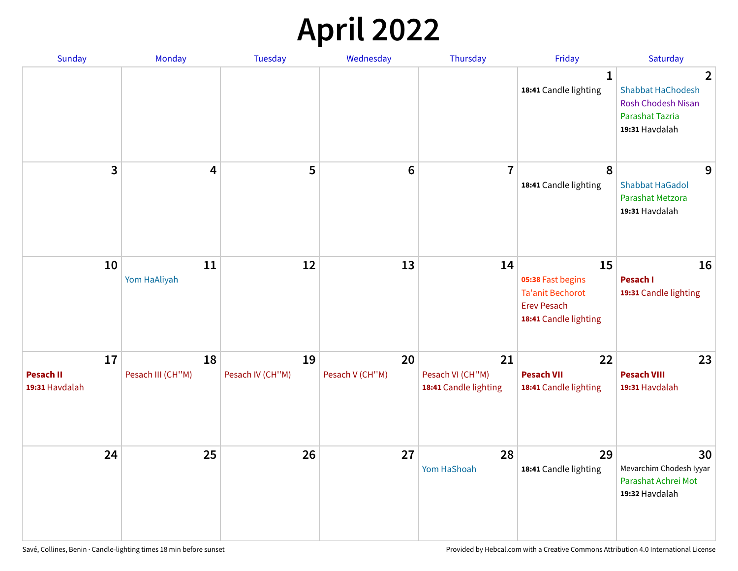# April 2022

| Sunday | Monday | Tuesday | Wednesday | Thursday | Friday | Saturday |
|---|---|---|---|---|---|---|
| | | | | | 1<br>**18:41** Candle lighting | 2<br>Shabbat HaChodesh<br>Rosh Chodesh Nisan<br>Parashat Tazria<br>**19:31** Havdalah |
| 3 | 4 | 5 | 6 | 7 | 8<br>**18:41** Candle lighting | 9<br>Shabbat HaGadol<br>Parashat Metzora<br>**19:31** Havdalah |
| 10 | 11<br>Yom HaAliyah | 12 | 13 | 14 | 15<br>**05:38** Fast begins<br>Ta'anit Bechorot<br>Erev Pesach<br>**18:41** Candle lighting | 16<br>**Pesach I**<br>**19:31** Candle lighting |
| 17<br>**Pesach II**<br>**19:31** Havdalah | 18<br>Pesach III (CH''M) | 19<br>Pesach IV (CH''M) | 20<br>Pesach V (CH''M) | 21<br>Pesach VI (CH''M)<br>**18:41** Candle lighting | 22<br>**Pesach VII**<br>**18:41** Candle lighting | 23<br>**Pesach VIII**<br>**19:31** Havdalah |
| 24 | 25 | 26 | 27 | 28<br>Yom HaShoah | 29<br>**18:41** Candle lighting | 30<br>Mevarchim Chodesh Iyyar<br>Parashat Achrei Mot<br>**19:32** Havdalah |

Savé, Collines, Benin · Candle-lighting times 18 min before sunset

Provided by Hebcal.com with a Creative Commons Attribution 4.0 International License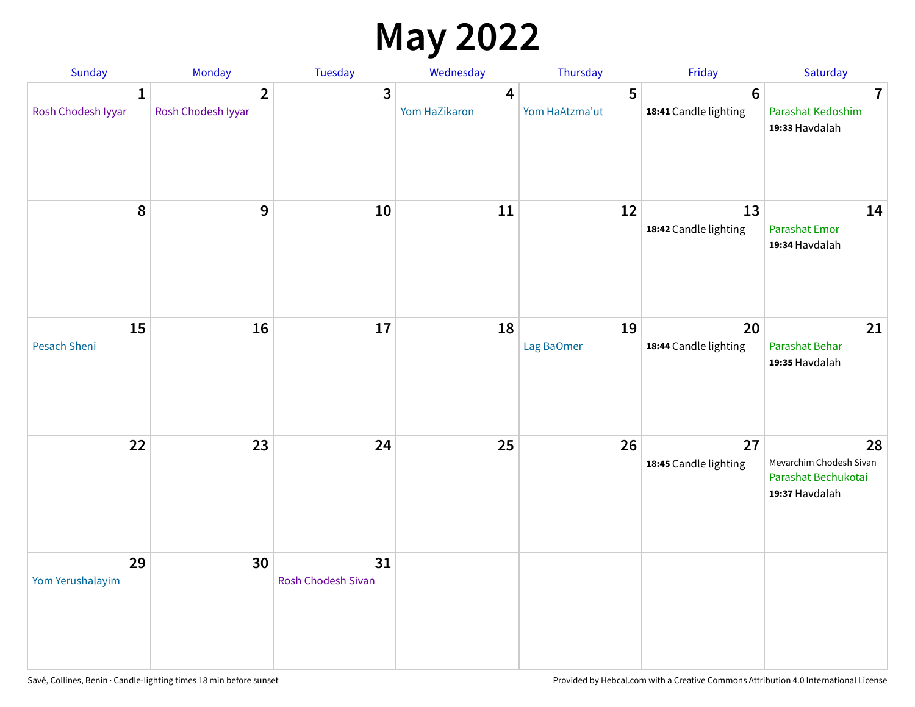# May 2022

| Sunday | Monday | Tuesday | Wednesday | Thursday | Friday | Saturday |
| --- | --- | --- | --- | --- | --- | --- |
| 1<br>Rosh Chodesh Iyyar | 2<br>Rosh Chodesh Iyyar | 3 | 4<br>Yom HaZikaron | 5<br>Yom HaAtzma'ut | 6<br>**18:41** Candle lighting | 7<br>Parashat Kedoshim<br>**19:33** Havdalah |
| 8 | 9 | 10 | 11 | 12 | 13<br>**18:42** Candle lighting | 14<br>Parashat Emor<br>**19:34** Havdalah |
| 15<br>Pesach Sheni | 16 | 17 | 18 | 19<br>Lag BaOmer | 20<br>**18:44** Candle lighting | 21<br>Parashat Behar<br>**19:35** Havdalah |
| 22 | 23 | 24 | 25 | 26 | 27<br>**18:45** Candle lighting | 28<br>Mevarchim Chodesh Sivan<br>Parashat Bechukotai<br>**19:37** Havdalah |
| 29<br>Yom Yerushalayim | 30 | 31<br>Rosh Chodesh Sivan | | | | |

Savé, Collines, Benin · Candle-lighting times 18 min before sunset

Provided by Hebcal.com with a Creative Commons Attribution 4.0 International License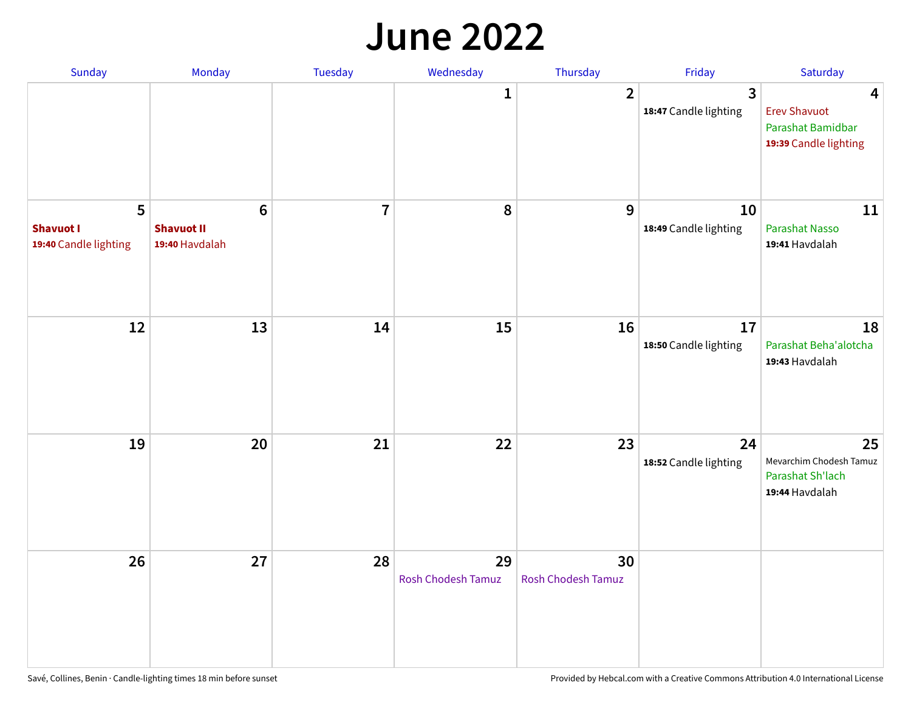# June 2022

| Sunday | Monday | Tuesday | Wednesday | Thursday | Friday | Saturday |
|---|---|---|---|---|---|---|
| | | | 1 | 2 | 3<br>**18:47** Candle lighting | 4<br>Erev Shavuot<br>Parashat Bamidbar<br>**19:39** Candle lighting |
| 5<br>**Shavuot I**<br>**19:40** Candle lighting | 6<br>**Shavuot II**<br>**19:40** Havdalah | 7 | 8 | 9 | 10<br>**18:49** Candle lighting | 11<br>Parashat Nasso<br>**19:41** Havdalah |
| 12 | 13 | 14 | 15 | 16 | 17<br>**18:50** Candle lighting | 18<br>Parashat Beha'alotcha<br>**19:43** Havdalah |
| 19 | 20 | 21 | 22 | 23 | 24<br>**18:52** Candle lighting | 25<br>Mevarchim Chodesh Tamuz<br>Parashat Sh'lach<br>**19:44** Havdalah |
| 26 | 27 | 28 | 29<br>Rosh Chodesh Tamuz | 30<br>Rosh Chodesh Tamuz | | |

Savé, Collines, Benin · Candle-lighting times 18 min before sunset

Provided by Hebcal.com with a Creative Commons Attribution 4.0 International License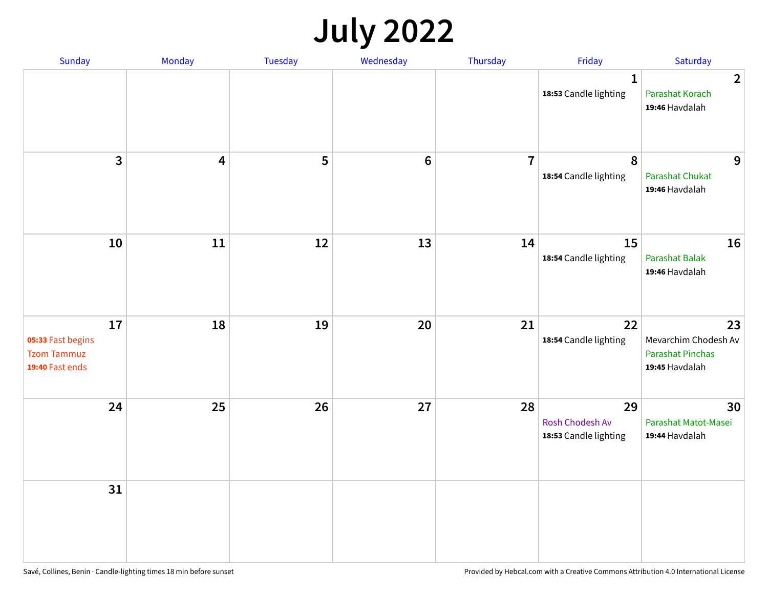# July 2022

| Sunday | Monday | Tuesday | Wednesday | Thursday | Friday | Saturday |
|---|---|---|---|---|---|---|
| | | | | | **1**<br>**18:53** Candle lighting | **2**<br>Parashat Korach<br>**19:46** Havdalah |
| **3** | **4** | **5** | **6** | **7** | **8**<br>**18:54** Candle lighting | **9**<br>Parashat Chukat<br>**19:46** Havdalah |
| **10** | **11** | **12** | **13** | **14** | **15**<br>**18:54** Candle lighting | **16**<br>Parashat Balak<br>**19:46** Havdalah |
| **17**<br>**05:33** Fast begins<br>Tzom Tammuz<br>**19:40** Fast ends | **18** | **19** | **20** | **21** | **22**<br>**18:54** Candle lighting | **23**<br>Mevarchim Chodesh Av<br>Parashat Pinchas<br>**19:45** Havdalah |
| **24** | **25** | **26** | **27** | **28** | **29**<br>Rosh Chodesh Av<br>**18:53** Candle lighting | **30**<br>Parashat Matot-Masei<br>**19:44** Havdalah |
| **31** | | | | | | |

Savé, Collines, Benin · Candle-lighting times 18 min before sunset

Provided by Hebcal.com with a Creative Commons Attribution 4.0 International License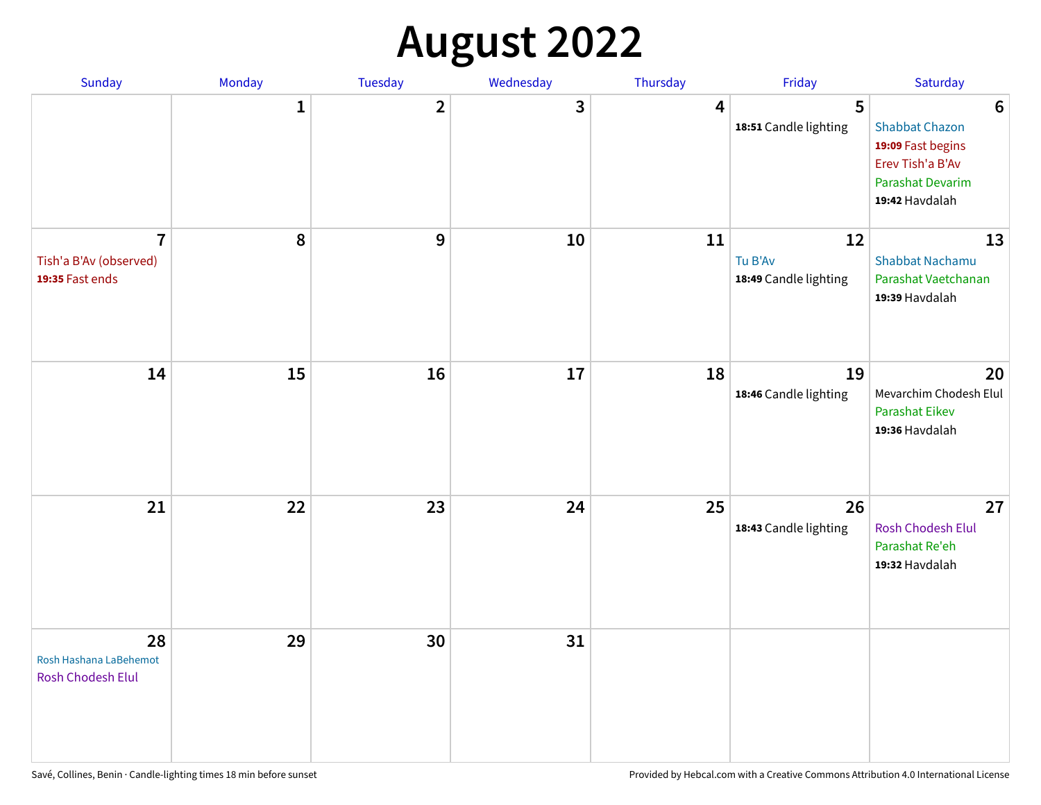# August 2022

| Sunday | Monday | Tuesday | Wednesday | Thursday | Friday | Saturday |
|---|---|---|---|---|---|---|
| | 1 | 2 | 3 | 4 | 5<br>**18:51** Candle lighting | 6<br>Shabbat Chazon<br>**19:09** Fast begins<br>Erev Tish'a B'Av<br>Parashat Devarim<br>**19:42** Havdalah |
| 7<br>Tish'a B'Av (observed)<br>**19:35** Fast ends | 8 | 9 | 10 | 11 | 12<br>Tu B'Av<br>**18:49** Candle lighting | 13<br>Shabbat Nachamu<br>Parashat Vaetchanan<br>**19:39** Havdalah |
| 14 | 15 | 16 | 17 | 18 | 19<br>**18:46** Candle lighting | 20<br>Mevarchim Chodesh Elul<br>Parashat Eikev<br>**19:36** Havdalah |
| 21 | 22 | 23 | 24 | 25 | 26<br>**18:43** Candle lighting | 27<br>Rosh Chodesh Elul<br>Parashat Re'eh<br>**19:32** Havdalah |
| 28<br>Rosh Hashana LaBehemot<br>Rosh Chodesh Elul | 29 | 30 | 31 | | | |

Savé, Collines, Benin · Candle-lighting times 18 min before sunset

Provided by Hebcal.com with a Creative Commons Attribution 4.0 International License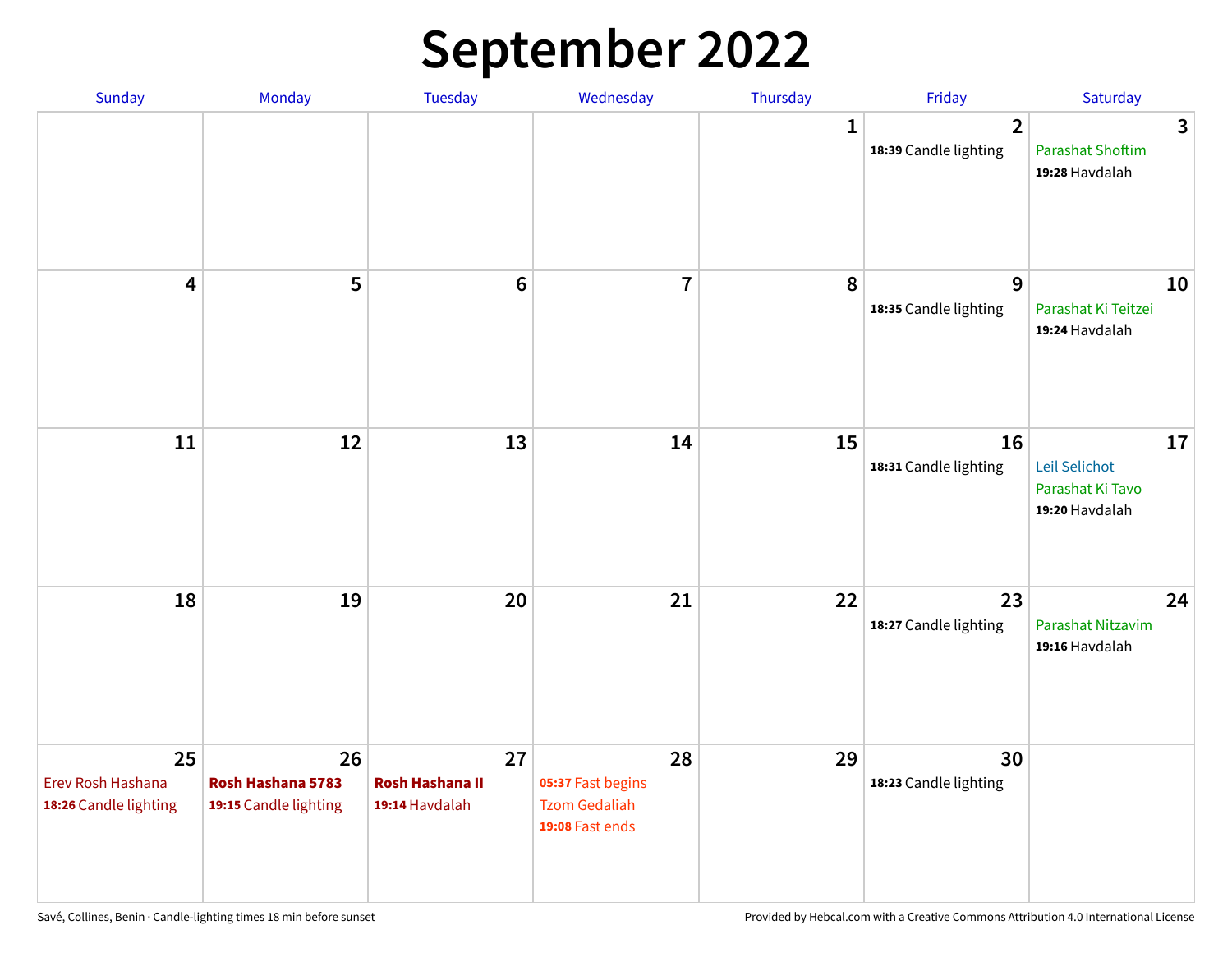# September 2022

| Sunday | Monday | Tuesday | Wednesday | Thursday | Friday | Saturday |
|---|---|---|---|---|---|---|
| | | | | 1 | 2<br>**18:39** Candle lighting | 3<br>Parashat Shoftim<br>**19:28** Havdalah |
| 4 | 5 | 6 | 7 | 8 | 9<br>**18:35** Candle lighting | 10<br>Parashat Ki Teitzei<br>**19:24** Havdalah |
| 11 | 12 | 13 | 14 | 15 | 16<br>**18:31** Candle lighting | 17<br>Leil Selichot<br>Parashat Ki Tavo<br>**19:20** Havdalah |
| 18 | 19 | 20 | 21 | 22 | 23<br>**18:27** Candle lighting | 24<br>Parashat Nitzavim<br>**19:16** Havdalah |
| 25<br>Erev Rosh Hashana<br>**18:26** Candle lighting | 26<br>**Rosh Hashana 5783**<br>**19:15** Candle lighting | 27<br>**Rosh Hashana II**<br>**19:14** Havdalah | 28<br>**05:37** Fast begins<br>Tzom Gedaliah<br>**19:08** Fast ends | 29 | 30<br>**18:23** Candle lighting | |

Savé, Collines, Benin · Candle-lighting times 18 min before sunset

Provided by Hebcal.com with a Creative Commons Attribution 4.0 International License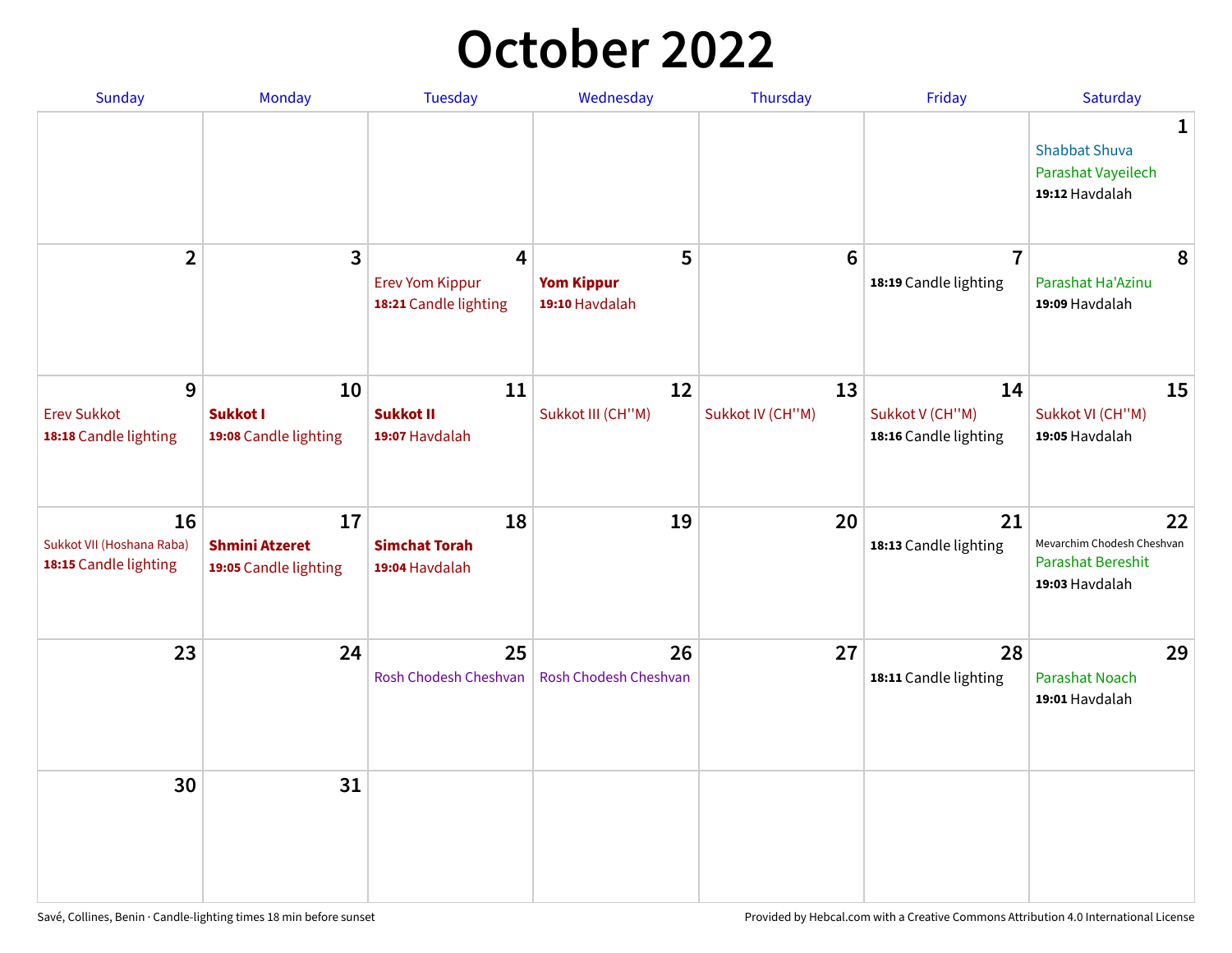# October 2022

| Sunday | Monday | Tuesday | Wednesday | Thursday | Friday | Saturday |
|---|---|---|---|---|---|---|
| | | | | | | **1**<br>Shabbat Shuva<br>Parashat Vayeilech<br>**19:12** Havdalah |
| **2** | **3** | **4**<br>Erev Yom Kippur<br>**18:21** Candle lighting | **5**<br>**Yom Kippur**<br>**19:10** Havdalah | **6** | **7**<br>**18:19** Candle lighting | **8**<br>Parashat Ha'Azinu<br>**19:09** Havdalah |
| **9**<br>Erev Sukkot<br>**18:18** Candle lighting | **10**<br>**Sukkot I**<br>**19:08** Candle lighting | **11**<br>**Sukkot II**<br>**19:07** Havdalah | **12**<br>Sukkot III (CH''M) | **13**<br>Sukkot IV (CH''M) | **14**<br>Sukkot V (CH''M)<br>**18:16** Candle lighting | **15**<br>Sukkot VI (CH''M)<br>**19:05** Havdalah |
| **16**<br>Sukkot VII (Hoshana Raba)<br>**18:15** Candle lighting | **17**<br>**Shmini Atzeret**<br>**19:05** Candle lighting | **18**<br>**Simchat Torah**<br>**19:04** Havdalah | **19** | **20** | **21**<br>**18:13** Candle lighting | **22**<br>Mevarchim Chodesh Cheshvan<br>Parashat Bereshit<br>**19:03** Havdalah |
| **23** | **24** | **25**<br>Rosh Chodesh Cheshvan | **26**<br>Rosh Chodesh Cheshvan | **27** | **28**<br>**18:11** Candle lighting | **29**<br>Parashat Noach<br>**19:01** Havdalah |
| **30** | **31** | | | | | |

Savé, Collines, Benin · Candle-lighting times 18 min before sunset

Provided by Hebcal.com with a Creative Commons Attribution 4.0 International License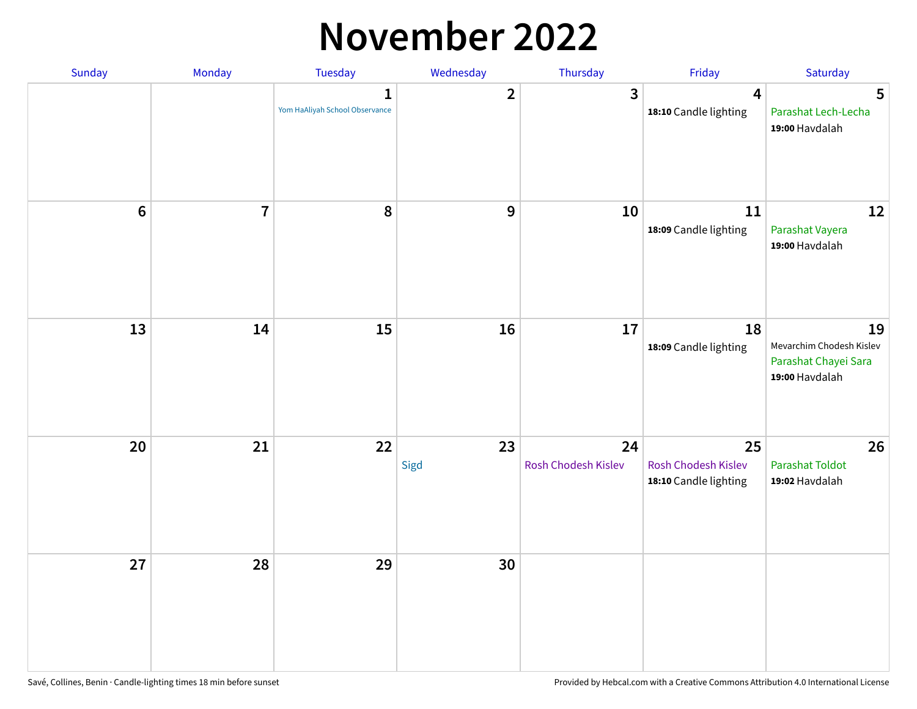# November 2022

| Sunday | Monday | Tuesday | Wednesday | Thursday | Friday | Saturday |
|---|---|---|---|---|---|---|
| | | 1<br>Yom HaAliyah School Observance | 2 | 3 | 4<br>**18:10** Candle lighting | 5<br>Parashat Lech-Lecha<br>**19:00** Havdalah |
| 6 | 7 | 8 | 9 | 10 | 11<br>**18:09** Candle lighting | 12<br>Parashat Vayera<br>**19:00** Havdalah |
| 13 | 14 | 15 | 16 | 17 | 18<br>**18:09** Candle lighting | 19<br>Mevarchim Chodesh Kislev<br>Parashat Chayei Sara<br>**19:00** Havdalah |
| 20 | 21 | 22 | 23<br>Sigd | 24<br>Rosh Chodesh Kislev | 25<br>Rosh Chodesh Kislev<br>**18:10** Candle lighting | 26<br>Parashat Toldot<br>**19:02** Havdalah |
| 27 | 28 | 29 | 30 | | | |

Savé, Collines, Benin · Candle-lighting times 18 min before sunset

Provided by Hebcal.com with a Creative Commons Attribution 4.0 International License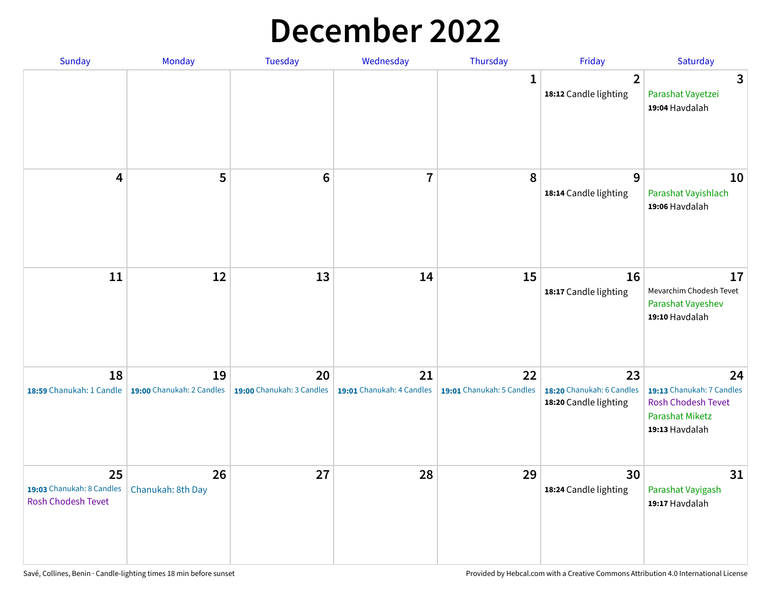# December 2022

| Sunday | Monday | Tuesday | Wednesday | Thursday | Friday | Saturday |
|---|---|---|---|---|---|---|
| | | | | 1 | 2<br>**18:12** Candle lighting | 3<br>Parashat Vayetzei<br>**19:04** Havdalah |
| 4 | 5 | 6 | 7 | 8 | 9<br>**18:14** Candle lighting | 10<br>Parashat Vayishlach<br>**19:06** Havdalah |
| 11 | 12 | 13 | 14 | 15 | 16<br>**18:17** Candle lighting | 17<br>Mevarchim Chodesh Tevet<br>Parashat Vayeshev<br>**19:10** Havdalah |
| 18<br>**18:59** Chanukah: 1 Candle | 19<br>**19:00** Chanukah: 2 Candles | 20<br>**19:00** Chanukah: 3 Candles | 21<br>**19:01** Chanukah: 4 Candles | 22<br>**19:01** Chanukah: 5 Candles | 23<br>**18:20** Chanukah: 6 Candles<br>**18:20** Candle lighting | 24<br>**19:13** Chanukah: 7 Candles<br>Rosh Chodesh Tevet<br>Parashat Miketz<br>**19:13** Havdalah |
| 25<br>**19:03** Chanukah: 8 Candles<br>Rosh Chodesh Tevet | 26<br>Chanukah: 8th Day | 27 | 28 | 29 | 30<br>**18:24** Candle lighting | 31<br>Parashat Vayigash<br>**19:17** Havdalah |

Savé, Collines, Benin · Candle-lighting times 18 min before sunset

Provided by Hebcal.com with a Creative Commons Attribution 4.0 International License